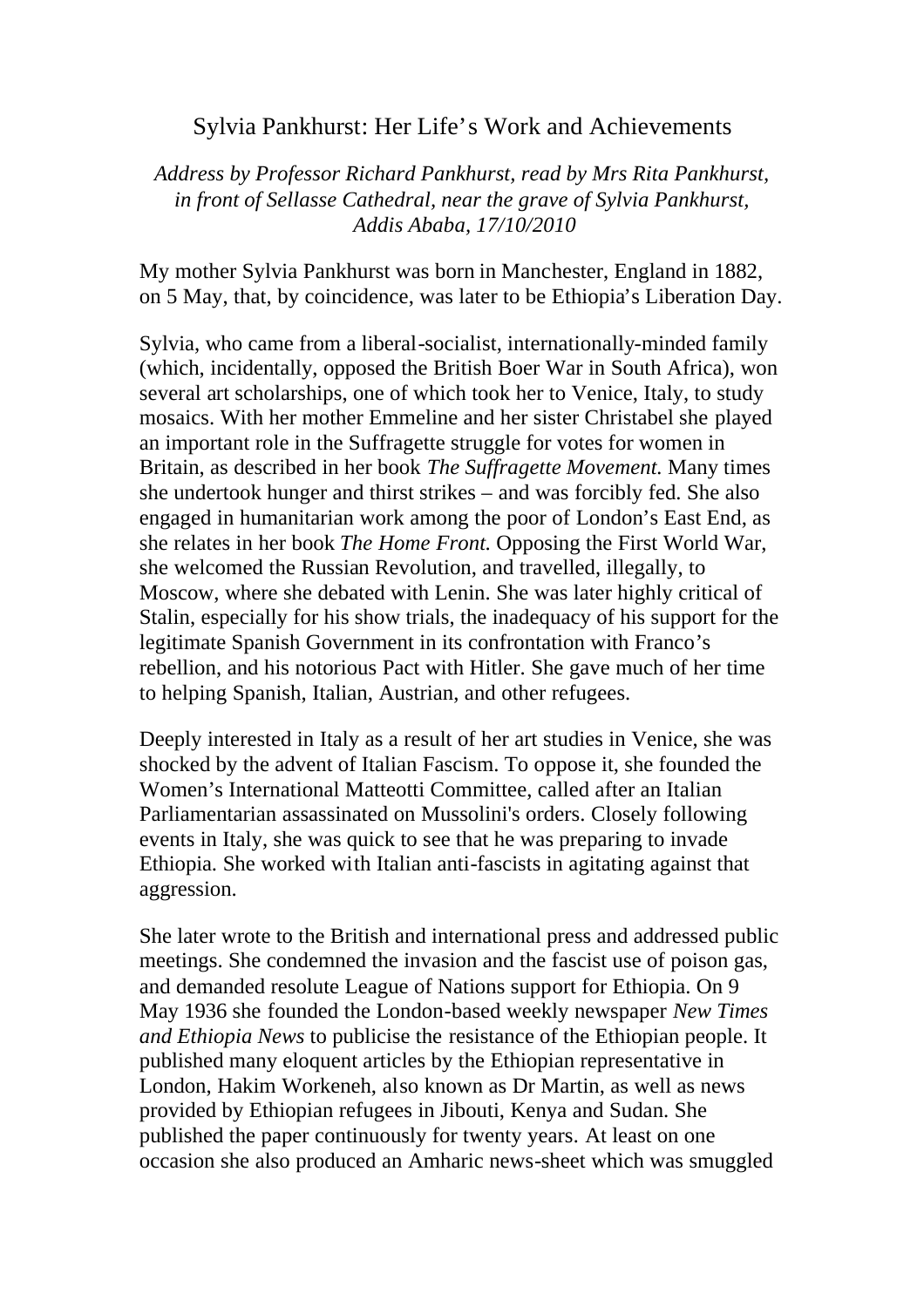# Sylvia Pankhurst: Her Life's Work and Achievements

*Address by Professor Richard Pankhurst, read by Mrs Rita Pankhurst, in front of Sellasse Cathedral, near the grave of Sylvia Pankhurst, Addis Ababa, 17/10/2010*

My mother Sylvia Pankhurst was born in Manchester, England in 1882, on 5 May, that, by coincidence, was later to be Ethiopia's Liberation Day.

Sylvia, who came from a liberal-socialist, internationally-minded family (which, incidentally, opposed the British Boer War in South Africa), won several art scholarships, one of which took her to Venice, Italy, to study mosaics. With her mother Emmeline and her sister Christabel she played an important role in the Suffragette struggle for votes for women in Britain, as described in her book *The Suffragette Movement.* Many times she undertook hunger and thirst strikes – and was forcibly fed. She also engaged in humanitarian work among the poor of London's East End, as she relates in her book *The Home Front.* Opposing the First World War, she welcomed the Russian Revolution, and travelled, illegally, to Moscow, where she debated with Lenin. She was later highly critical of Stalin, especially for his show trials, the inadequacy of his support for the legitimate Spanish Government in its confrontation with Franco's rebellion, and his notorious Pact with Hitler. She gave much of her time to helping Spanish, Italian, Austrian, and other refugees.

Deeply interested in Italy as a result of her art studies in Venice, she was shocked by the advent of Italian Fascism. To oppose it, she founded the Women's International Matteotti Committee, called after an Italian Parliamentarian assassinated on Mussolini's orders. Closely following events in Italy, she was quick to see that he was preparing to invade Ethiopia. She worked with Italian anti-fascists in agitating against that aggression.

She later wrote to the British and international press and addressed public meetings. She condemned the invasion and the fascist use of poison gas, and demanded resolute League of Nations support for Ethiopia. On 9 May 1936 she founded the London-based weekly newspaper *New Times and Ethiopia News* to publicise the resistance of the Ethiopian people. It published many eloquent articles by the Ethiopian representative in London, Hakim Workeneh, also known as Dr Martin, as well as news provided by Ethiopian refugees in Jibouti, Kenya and Sudan. She published the paper continuously for twenty years. At least on one occasion she also produced an Amharic news-sheet which was smuggled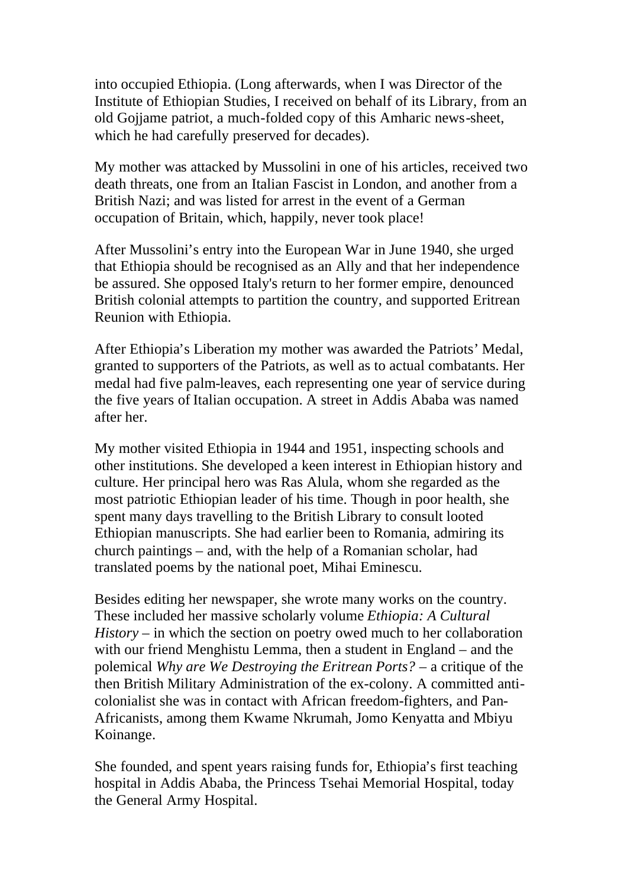into occupied Ethiopia. (Long afterwards, when I was Director of the Institute of Ethiopian Studies, I received on behalf of its Library, from an old Gojjame patriot, a much-folded copy of this Amharic news-sheet, which he had carefully preserved for decades).

My mother was attacked by Mussolini in one of his articles, received two death threats, one from an Italian Fascist in London, and another from a British Nazi; and was listed for arrest in the event of a German occupation of Britain, which, happily, never took place!

After Mussolini's entry into the European War in June 1940, she urged that Ethiopia should be recognised as an Ally and that her independence be assured. She opposed Italy's return to her former empire, denounced British colonial attempts to partition the country, and supported Eritrean Reunion with Ethiopia.

After Ethiopia's Liberation my mother was awarded the Patriots' Medal, granted to supporters of the Patriots, as well as to actual combatants. Her medal had five palm-leaves, each representing one year of service during the five years of Italian occupation. A street in Addis Ababa was named after her.

My mother visited Ethiopia in 1944 and 1951, inspecting schools and other institutions. She developed a keen interest in Ethiopian history and culture. Her principal hero was Ras Alula, whom she regarded as the most patriotic Ethiopian leader of his time. Though in poor health, she spent many days travelling to the British Library to consult looted Ethiopian manuscripts. She had earlier been to Romania, admiring its church paintings – and, with the help of a Romanian scholar, had translated poems by the national poet, Mihai Eminescu.

Besides editing her newspaper, she wrote many works on the country. These included her massive scholarly volume *Ethiopia: A Cultural History* – in which the section on poetry owed much to her collaboration with our friend Menghistu Lemma, then a student in England – and the polemical *Why are We Destroying the Eritrean Ports?* – a critique of the then British Military Administration of the ex-colony. A committed anti-colonialist she was in contact with African freedom-fighters, and Pan-Africanists, among them Kwame Nkrumah, Jomo Kenyatta and Mbiyu Koinange.

She founded, and spent years raising funds for, Ethiopia's first teaching hospital in Addis Ababa, the Princess Tsehai Memorial Hospital, today the General Army Hospital.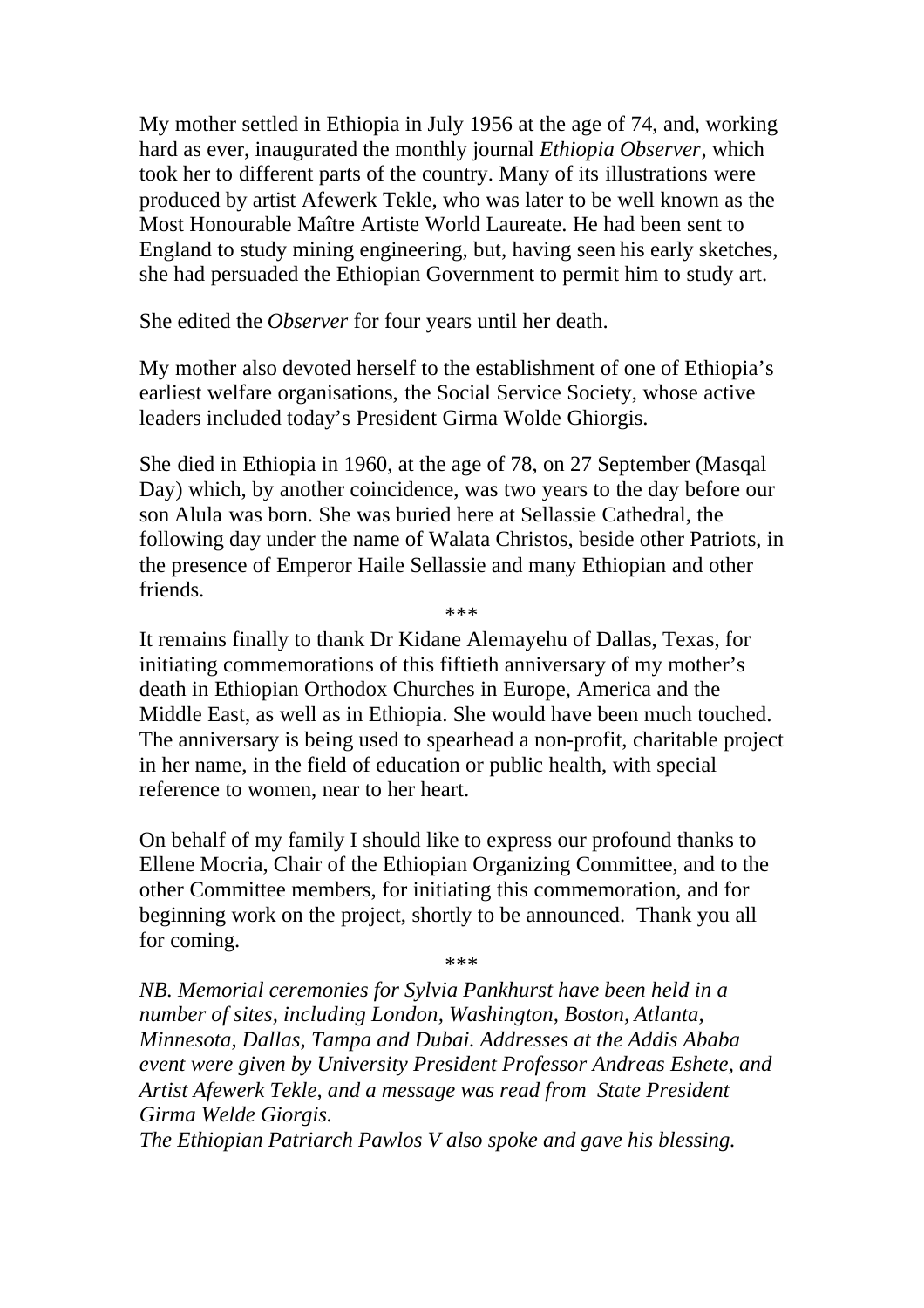My mother settled in Ethiopia in July 1956 at the age of 74, and, working hard as ever, inaugurated the monthly journal *Ethiopia Observer*, which took her to different parts of the country. Many of its illustrations were produced by artist Afewerk Tekle, who was later to be well known as the Most Honourable Maître Artiste World Laureate. He had been sent to England to study mining engineering, but, having seen his early sketches, she had persuaded the Ethiopian Government to permit him to study art.

She edited the *Observer* for four years until her death.

My mother also devoted herself to the establishment of one of Ethiopia's earliest welfare organisations, the Social Service Society, whose active leaders included today's President Girma Wolde Ghiorgis.

She died in Ethiopia in 1960, at the age of 78, on 27 September (Masqal Day) which, by another coincidence, was two years to the day before our son Alula was born. She was buried here at Sellassie Cathedral, the following day under the name of Walata Christos, beside other Patriots, in the presence of Emperor Haile Sellassie and many Ethiopian and other friends.

\*\*\*

It remains finally to thank Dr Kidane Alemayehu of Dallas, Texas, for initiating commemorations of this fiftieth anniversary of my mother's death in Ethiopian Orthodox Churches in Europe, America and the Middle East, as well as in Ethiopia. She would have been much touched. The anniversary is being used to spearhead a non-profit, charitable project in her name, in the field of education or public health, with special reference to women, near to her heart.

On behalf of my family I should like to express our profound thanks to Ellene Mocria, Chair of the Ethiopian Organizing Committee, and to the other Committee members, for initiating this commemoration, and for beginning work on the project, shortly to be announced. Thank you all for coming.

\*\*\*

*NB. Memorial ceremonies for Sylvia Pankhurst have been held in a number of sites, including London, Washington, Boston, Atlanta, Minnesota, Dallas, Tampa and Dubai. Addresses at the Addis Ababa event were given by University President Professor Andreas Eshete, and Artist Afewerk Tekle, and a message was read from State President Girma Welde Giorgis.*

*The Ethiopian Patriarch Pawlos V also spoke and gave his blessing.*